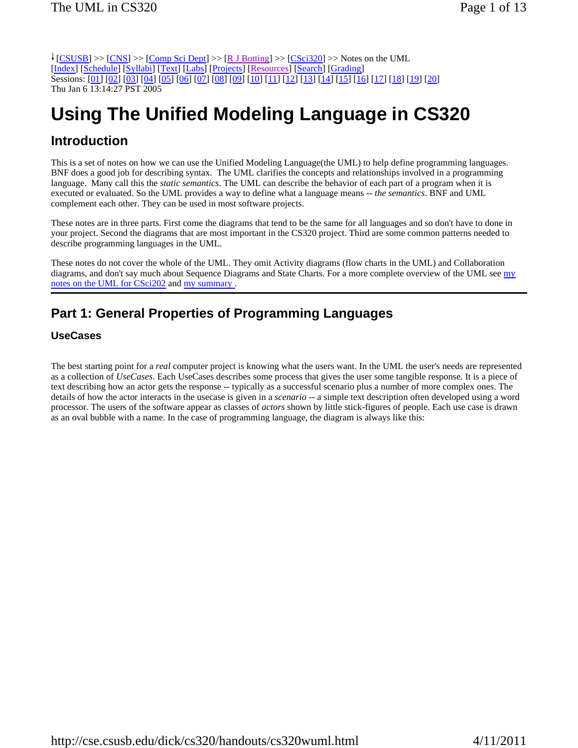↓[CSUSB] >> [CNS] >> [Comp Sci Dept] >> [R J Botting] >> [CSci320] >> Notes on the UML
[Index] [Schedule] [Syllabi] [Text] [Labs] [Projects] [Resources] [Search] [Grading]
Sessions: [01] [02] [03] [04] [05] [06] [07] [08] [09] [10] [11] [12] [13] [14] [15] [16] [17] [18] [19] [20]
Thu Jan 6 13:14:27 PST 2005

# Using The Unified Modeling Language in CS320

## Introduction

This is a set of notes on how we can use the Unified Modeling Language(the UML) to help define programming languages. BNF does a good job for describing syntax. The UML clarifies the concepts and relationships involved in a programming language. Many call this the *static semantics*. The UML can describe the behavior of each part of a program when it is executed or evaluated. So the UML provides a way to define what a language means -- *the semantics*. BNF and UML complement each other. They can be used in most software projects.

These notes are in three parts. First come the diagrams that tend to be the same for all languages and so don't have to done in your project. Second the diagrams that are most important in the CS320 project. Third are some common patterns needed to describe programming languages in the UML.

These notes do not cover the whole of the UML. They omit Activity diagrams (flow charts in the UML) and Collaboration diagrams, and don't say much about Sequence Diagrams and State Charts. For a more complete overview of the UML see my notes on the UML for CSci202 and my summary .

---

## Part 1: General Properties of Programming Languages

### UseCases

The best starting point for a *real* computer project is knowing what the users want. In the UML the user's needs are represented as a collection of *UseCases*. Each UseCases describes some process that gives the user some tangible response. It is a piece of text describing how an actor gets the response -- typically as a successful scenario plus a number of more complex ones. The details of how the actor interacts in the usecase is given in a *scenario* -- a simple text description often developed using a word processor. The users of the software appear as classes of *actors* shown by little stick-figures of people. Each use case is drawn as an oval bubble with a name. In the case of programming language, the diagram is always like this: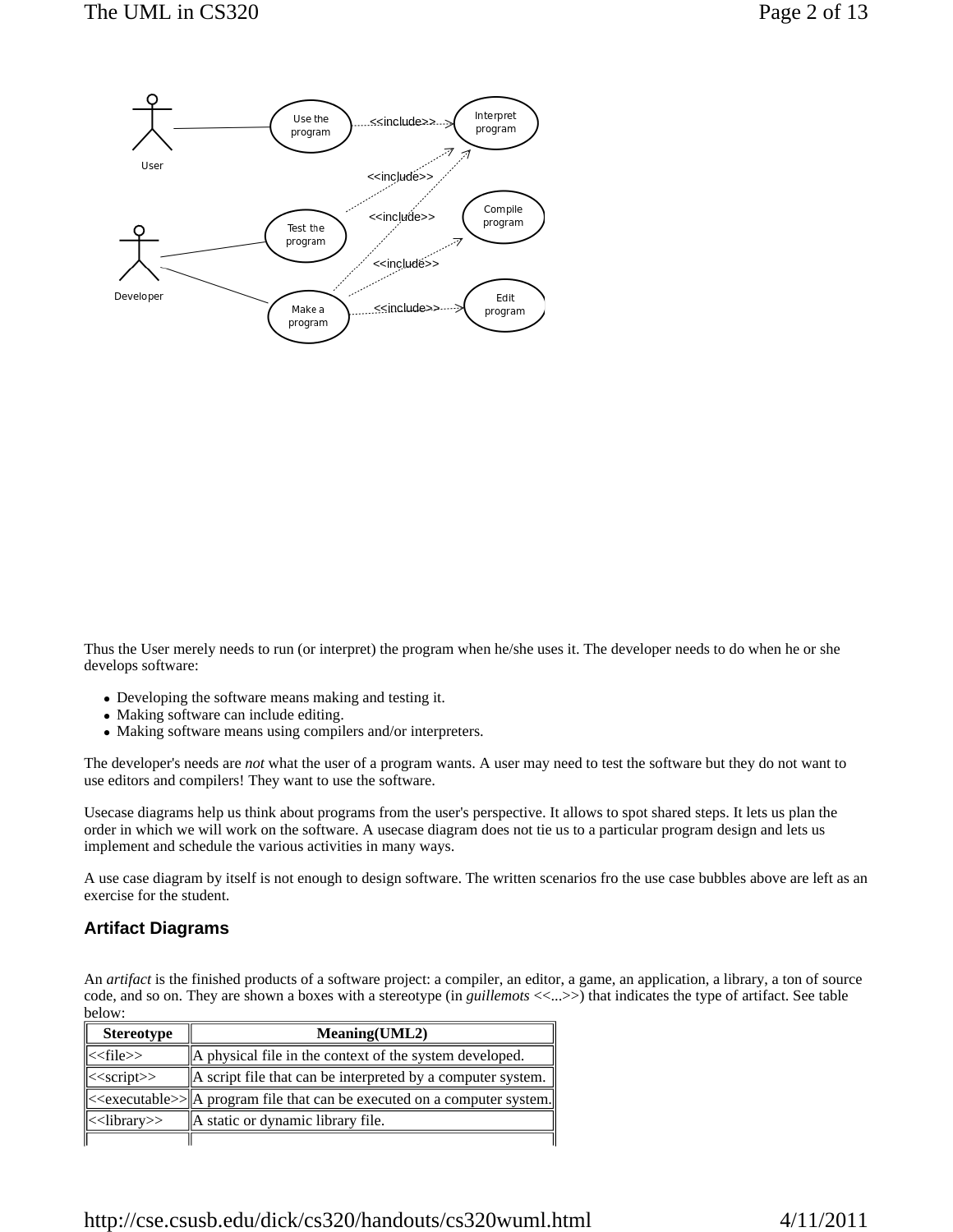Thus the User merely needs to run (or interpret) the program when he/she uses it. The developer needs to do when he or she develops software:

- Developing the software means making and testing it.
- Making software can include editing.
- Making software means using compilers and/or interpreters.

The developer's needs are *not* what the user of a program wants. A user may need to test the software but they do not want to use editors and compilers! They want to use the software.

Usecase diagrams help us think about programs from the user's perspective. It allows to spot shared steps. It lets us plan the order in which we will work on the software. A usecase diagram does not tie us to a particular program design and lets us implement and schedule the various activities in many ways.

A use case diagram by itself is not enough to design software. The written scenarios fro the use case bubbles above are left as an exercise for the student.

### Artifact Diagrams

An *artifact* is the finished products of a software project: a compiler, an editor, a game, an application, a library, a ton of source code, and so on. They are shown a boxes with a stereotype (in *guillemots* <<...>>) that indicates the type of artifact. See table below:

| Stereotype | Meaning(UML2) |
|---|---|
| <<file>> | A physical file in the context of the system developed. |
| <<script>> | A script file that can be interpreted by a computer system. |
| <<executable>> | A program file that can be executed on a computer system. |
| <<library>> | A static or dynamic library file. |
| | |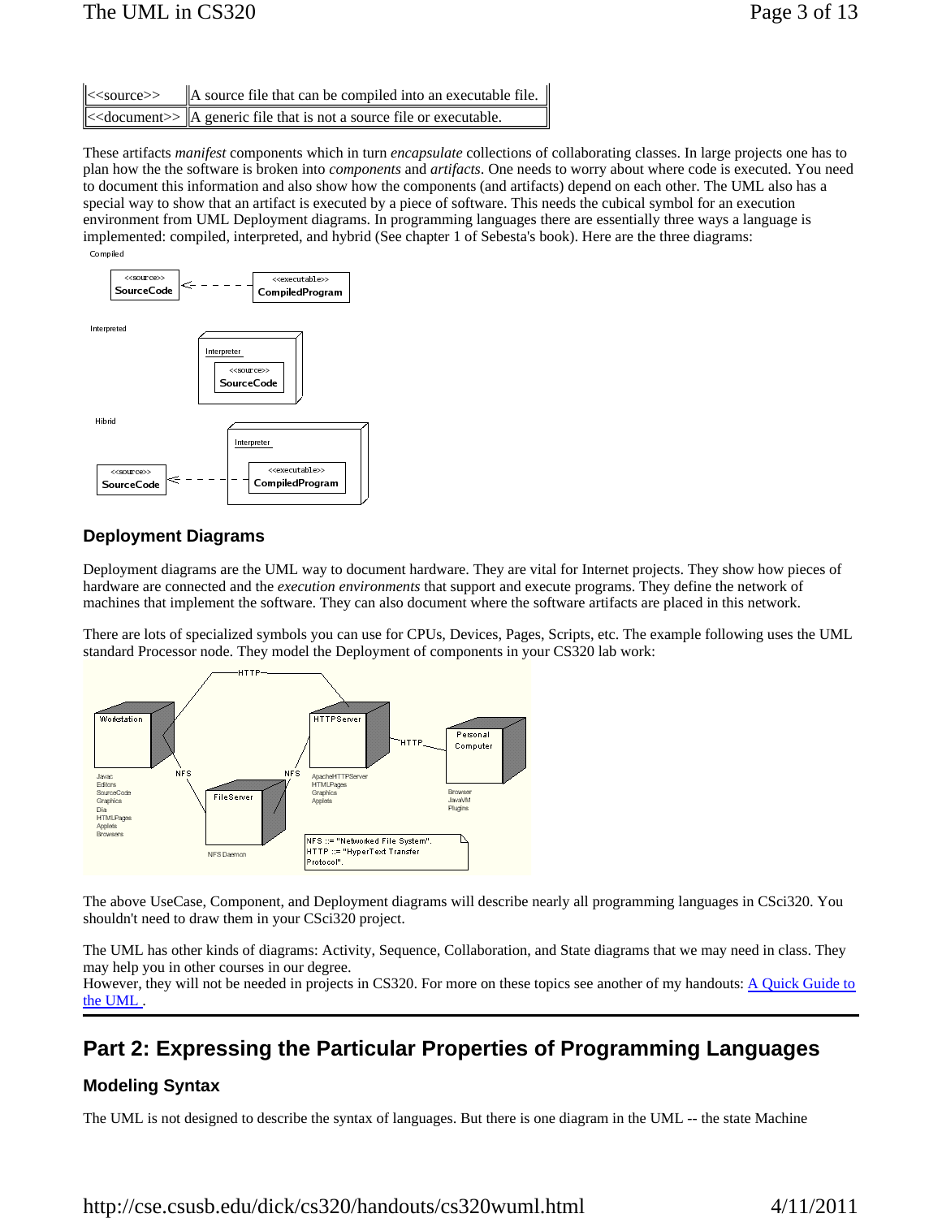| | |
|---|---|
| <<source>> | A source file that can be compiled into an executable file. |
| <<document>> | A generic file that is not a source file or executable. |

These artifacts *manifest* components which in turn *encapsulate* collections of collaborating classes. In large projects one has to plan how the the software is broken into *components* and *artifacts*. One needs to worry about where code is executed. You need to document this information and also show how the components (and artifacts) depend on each other. The UML also has a special way to show that an artifact is executed by a piece of software. This needs the cubical symbol for an execution environment from UML Deployment diagrams. In programming languages there are essentially three ways a language is implemented: compiled, interpreted, and hybrid (See chapter 1 of Sebesta's book). Here are the three diagrams:

## Deployment Diagrams

Deployment diagrams are the UML way to document hardware. They are vital for Internet projects. They show how pieces of hardware are connected and the *execution environments* that support and execute programs. They define the network of machines that implement the software. They can also document where the software artifacts are placed in this network.

There are lots of specialized symbols you can use for CPUs, Devices, Pages, Scripts, etc. The example following uses the UML standard Processor node. They model the Deployment of components in your CS320 lab work:

The above UseCase, Component, and Deployment diagrams will describe nearly all programming languages in CSci320. You shouldn't need to draw them in your CSci320 project.

The UML has other kinds of diagrams: Activity, Sequence, Collaboration, and State diagrams that we may need in class. They may help you in other courses in our degree.
However, they will not be needed in projects in CS320. For more on these topics see another of my handouts: [A Quick Guide to the UML](#) .

# Part 2: Expressing the Particular Properties of Programming Languages

## Modeling Syntax

The UML is not designed to describe the syntax of languages. But there is one diagram in the UML -- the state Machine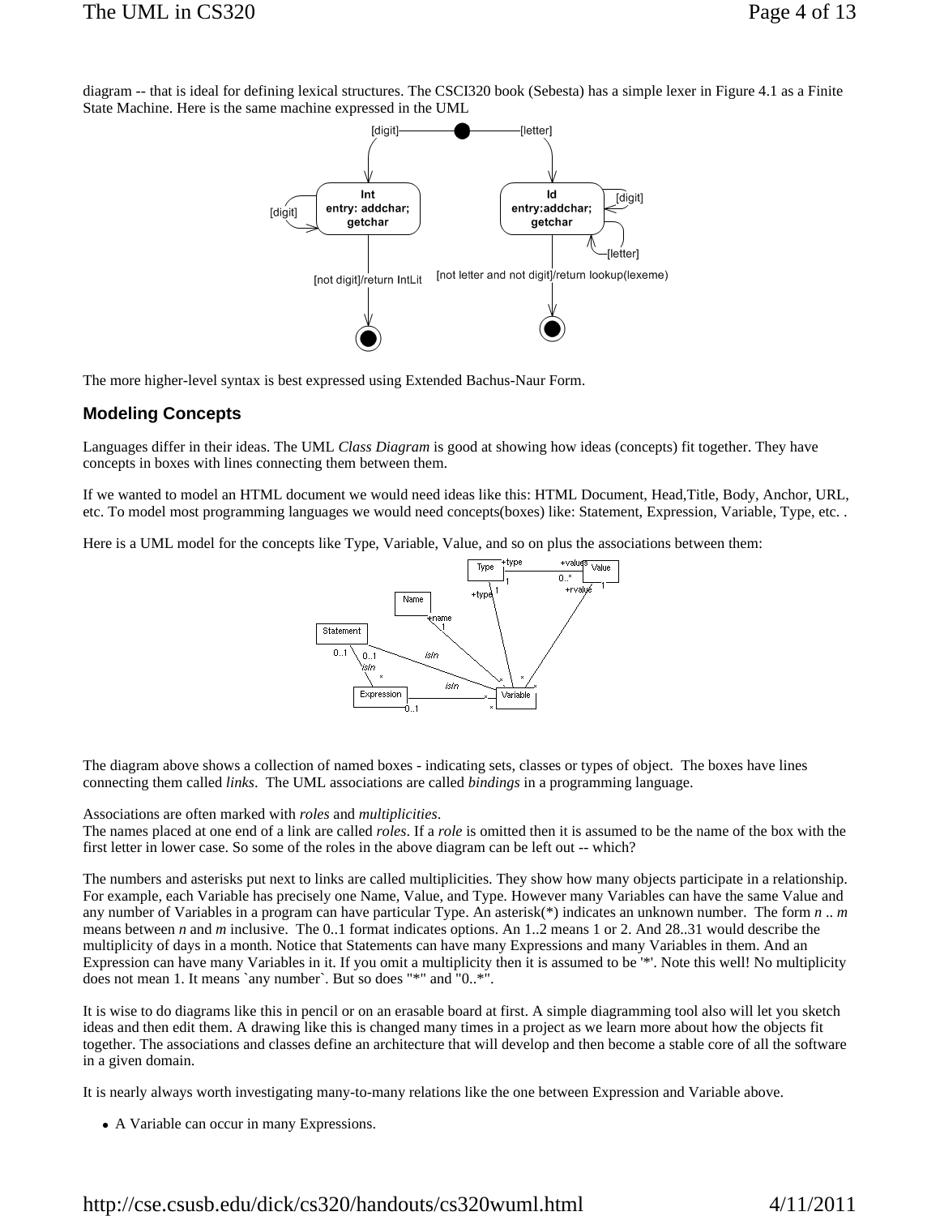diagram -- that is ideal for defining lexical structures. The CSCI320 book (Sebesta) has a simple lexer in Figure 4.1 as a Finite State Machine. Here is the same machine expressed in the UML

The more higher-level syntax is best expressed using Extended Bachus-Naur Form.

## Modeling Concepts

Languages differ in their ideas. The UML *Class Diagram* is good at showing how ideas (concepts) fit together. They have concepts in boxes with lines connecting them between them.

If we wanted to model an HTML document we would need ideas like this: HTML Document, Head,Title, Body, Anchor, URL, etc. To model most programming languages we would need concepts(boxes) like: Statement, Expression, Variable, Type, etc. .

Here is a UML model for the concepts like Type, Variable, Value, and so on plus the associations between them:

The diagram above shows a collection of named boxes - indicating sets, classes or types of object. The boxes have lines connecting them called *links*. The UML associations are called *bindings* in a programming language.

Associations are often marked with *roles* and *multiplicities*.
The names placed at one end of a link are called *roles*. If a *role* is omitted then it is assumed to be the name of the box with the first letter in lower case. So some of the roles in the above diagram can be left out -- which?

The numbers and asterisks put next to links are called multiplicities. They show how many objects participate in a relationship. For example, each Variable has precisely one Name, Value, and Type. However many Variables can have the same Value and any number of Variables in a program can have particular Type. An asterisk(*) indicates an unknown number. The form *n* .. *m* means between *n* and *m* inclusive. The 0..1 format indicates options. An 1..2 means 1 or 2. And 28..31 would describe the multiplicity of days in a month. Notice that Statements can have many Expressions and many Variables in them. And an Expression can have many Variables in it. If you omit a multiplicity then it is assumed to be '*'. Note this well! No multiplicity does not mean 1. It means `any number`. But so does "*" and "0..*".

It is wise to do diagrams like this in pencil or on an erasable board at first. A simple diagramming tool also will let you sketch ideas and then edit them. A drawing like this is changed many times in a project as we learn more about how the objects fit together. The associations and classes define an architecture that will develop and then become a stable core of all the software in a given domain.

It is nearly always worth investigating many-to-many relations like the one between Expression and Variable above.

- A Variable can occur in many Expressions.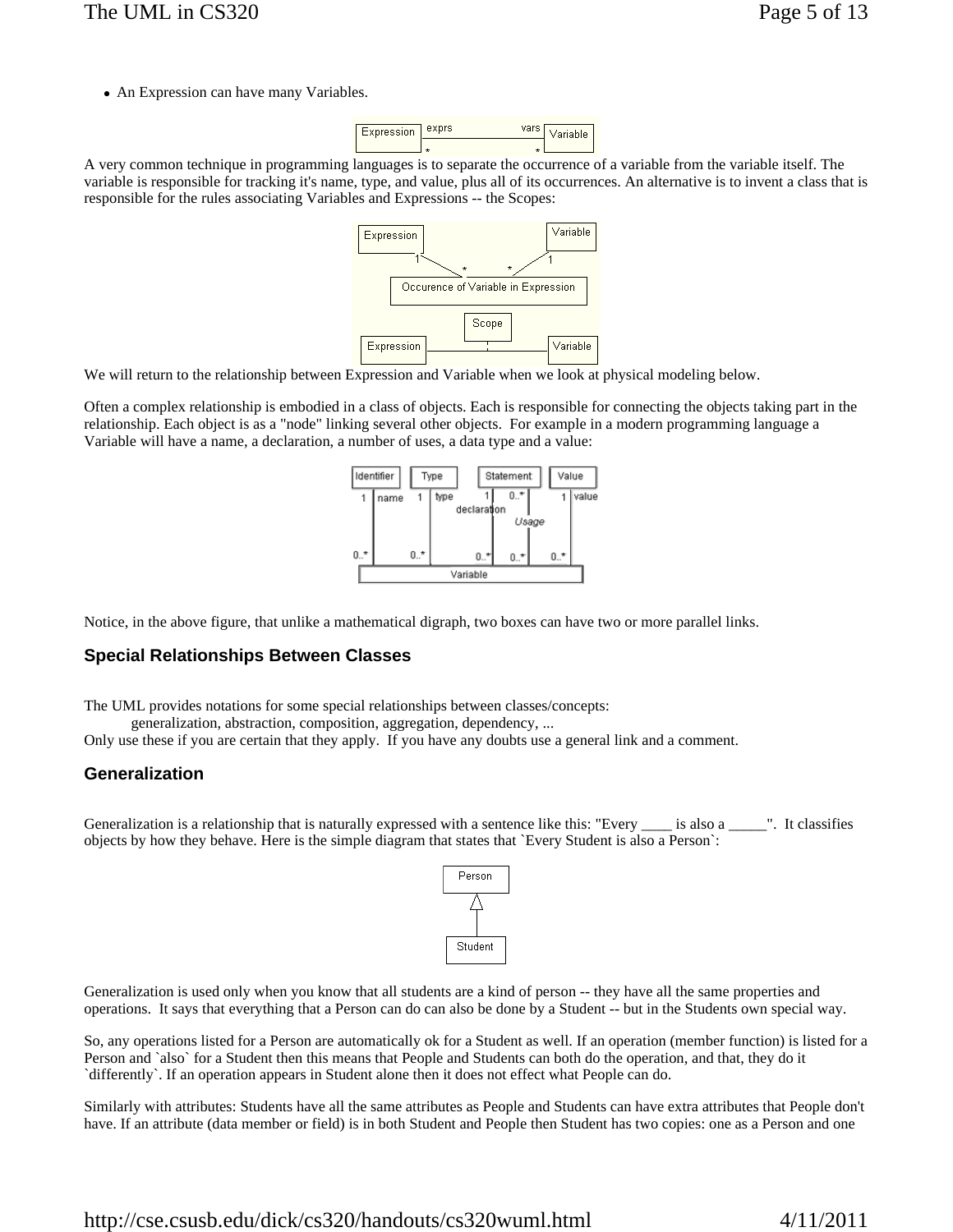- An Expression can have many Variables.

A very common technique in programming languages is to separate the occurrence of a variable from the variable itself. The variable is responsible for tracking it's name, type, and value, plus all of its occurrences. An alternative is to invent a class that is responsible for the rules associating Variables and Expressions -- the Scopes:

We will return to the relationship between Expression and Variable when we look at physical modeling below.

Often a complex relationship is embodied in a class of objects. Each is responsible for connecting the objects taking part in the relationship. Each object is as a "node" linking several other objects. For example in a modern programming language a Variable will have a name, a declaration, a number of uses, a data type and a value:

Notice, in the above figure, that unlike a mathematical digraph, two boxes can have two or more parallel links.

### Special Relationships Between Classes

The UML provides notations for some special relationships between classes/concepts:
generalization, abstraction, composition, aggregation, dependency, ...
Only use these if you are certain that they apply. If you have any doubts use a general link and a comment.

### Generalization

Generalization is a relationship that is naturally expressed with a sentence like this: "Every ____ is also a _____". It classifies objects by how they behave. Here is the simple diagram that states that `Every Student is also a Person`:

Generalization is used only when you know that all students are a kind of person -- they have all the same properties and operations. It says that everything that a Person can do can also be done by a Student -- but in the Students own special way.

So, any operations listed for a Person are automatically ok for a Student as well. If an operation (member function) is listed for a Person and `also` for a Student then this means that People and Students can both do the operation, and that, they do it `differently`. If an operation appears in Student alone then it does not effect what People can do.

Similarly with attributes: Students have all the same attributes as People and Students can have extra attributes that People don't have. If an attribute (data member or field) is in both Student and People then Student has two copies: one as a Person and one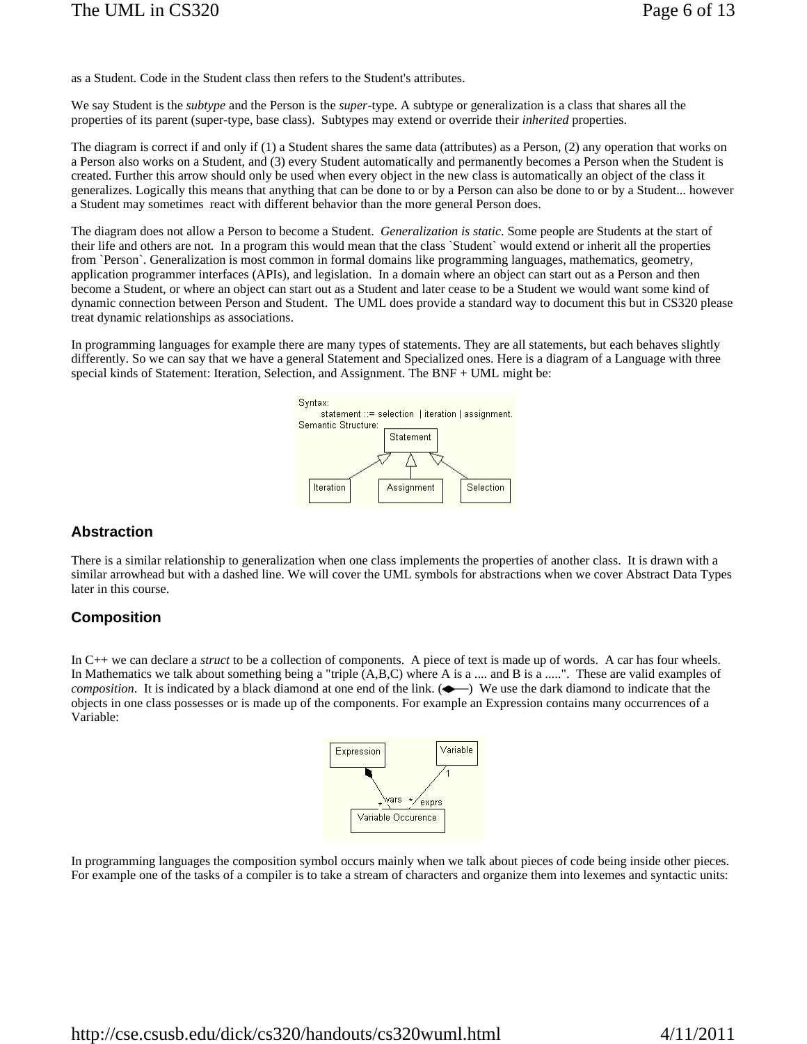as a Student. Code in the Student class then refers to the Student's attributes.

We say Student is the *subtype* and the Person is the *super*-type. A subtype or generalization is a class that shares all the properties of its parent (super-type, base class). Subtypes may extend or override their *inherited* properties.

The diagram is correct if and only if (1) a Student shares the same data (attributes) as a Person, (2) any operation that works on a Person also works on a Student, and (3) every Student automatically and permanently becomes a Person when the Student is created. Further this arrow should only be used when every object in the new class is automatically an object of the class it generalizes. Logically this means that anything that can be done to or by a Person can also be done to or by a Student... however a Student may sometimes react with different behavior than the more general Person does.

The diagram does not allow a Person to become a Student. *Generalization is static*. Some people are Students at the start of their life and others are not. In a program this would mean that the class `Student` would extend or inherit all the properties from `Person`. Generalization is most common in formal domains like programming languages, mathematics, geometry, application programmer interfaces (APIs), and legislation. In a domain where an object can start out as a Person and then become a Student, or where an object can start out as a Student and later cease to be a Student we would want some kind of dynamic connection between Person and Student. The UML does provide a standard way to document this but in CS320 please treat dynamic relationships as associations.

In programming languages for example there are many types of statements. They are all statements, but each behaves slightly differently. So we can say that we have a general Statement and Specialized ones. Here is a diagram of a Language with three special kinds of Statement: Iteration, Selection, and Assignment. The BNF + UML might be:

```
Syntax:
      statement ::= selection | iteration | assignment.
Semantic Structure:
```

## Abstraction

There is a similar relationship to generalization when one class implements the properties of another class. It is drawn with a similar arrowhead but with a dashed line. We will cover the UML symbols for abstractions when we cover Abstract Data Types later in this course.

## Composition

In C++ we can declare a *struct* to be a collection of components. A piece of text is made up of words. A car has four wheels. In Mathematics we talk about something being a "triple (A,B,C) where A is a .... and B is a .....". These are valid examples of *composition*. It is indicated by a black diamond at one end of the link. (◆—) We use the dark diamond to indicate that the objects in one class possesses or is made up of the components. For example an Expression contains many occurrences of a Variable:

In programming languages the composition symbol occurs mainly when we talk about pieces of code being inside other pieces. For example one of the tasks of a compiler is to take a stream of characters and organize them into lexemes and syntactic units: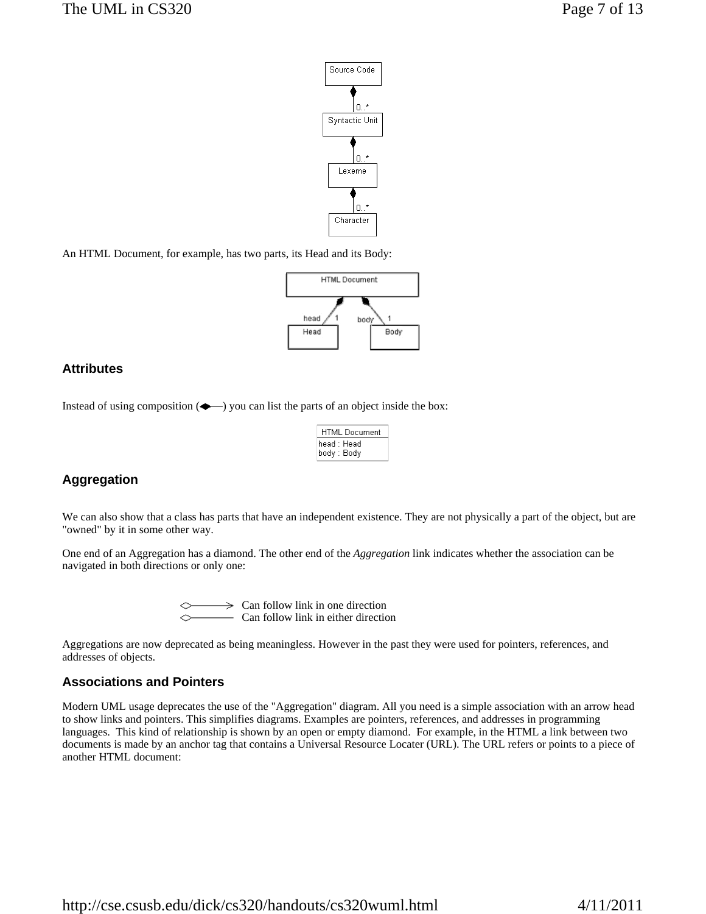An HTML Document, for example, has two parts, its Head and its Body:

### Attributes

Instead of using composition (◆—) you can list the parts of an object inside the box:

### Aggregation

We can also show that a class has parts that have an independent existence. They are not physically a part of the object, but are "owned" by it in some other way.

One end of an Aggregation has a diamond. The other end of the *Aggregation* link indicates whether the association can be navigated in both directions or only one:

◇——> Can follow link in one direction
◇—— Can follow link in either direction

Aggregations are now deprecated as being meaningless. However in the past they were used for pointers, references, and addresses of objects.

### Associations and Pointers

Modern UML usage deprecates the use of the "Aggregation" diagram. All you need is a simple association with an arrow head to show links and pointers. This simplifies diagrams. Examples are pointers, references, and addresses in programming languages. This kind of relationship is shown by an open or empty diamond. For example, in the HTML a link between two documents is made by an anchor tag that contains a Universal Resource Locater (URL). The URL refers or points to a piece of another HTML document: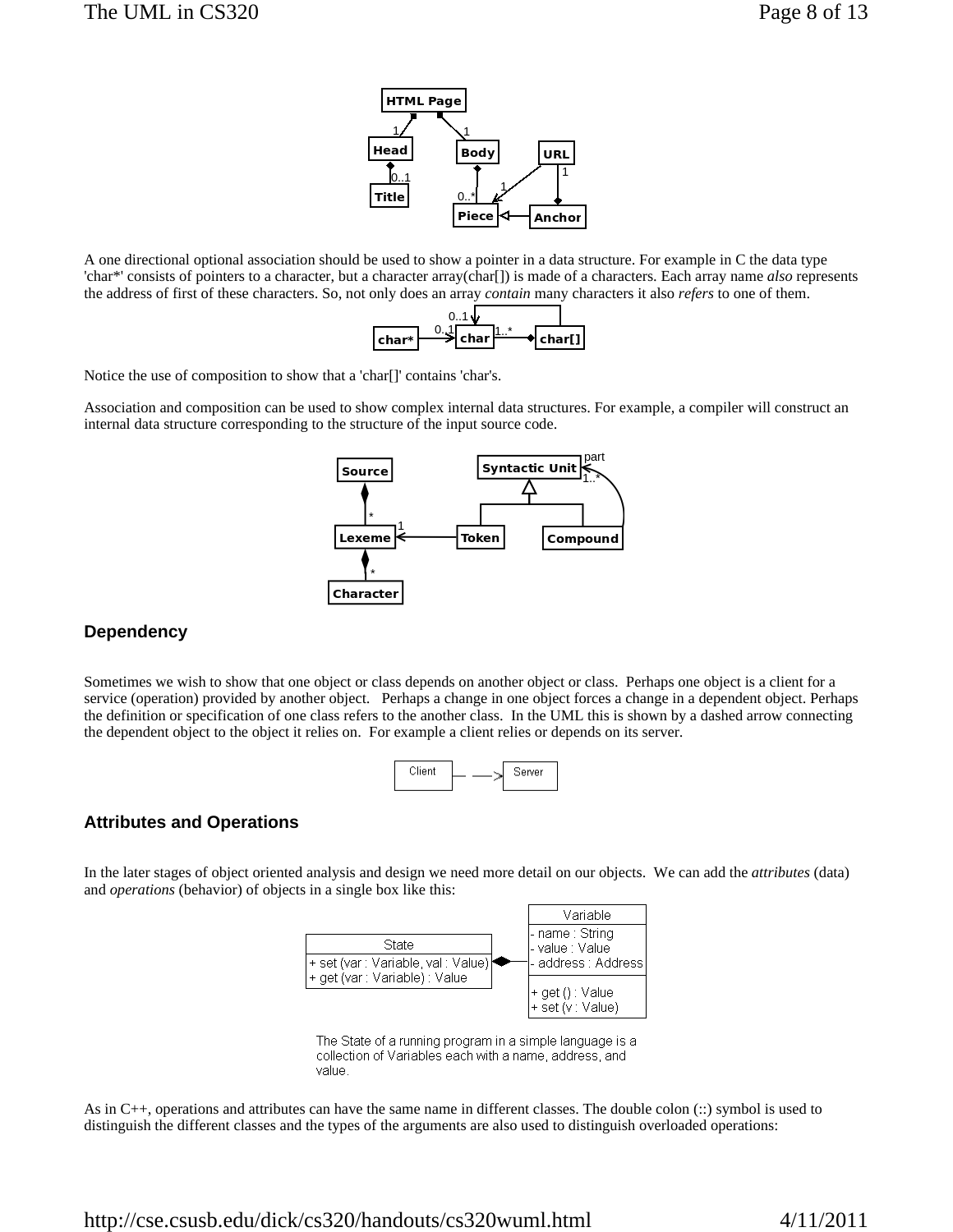A one directional optional association should be used to show a pointer in a data structure. For example in C the data type 'char*' consists of pointers to a character, but a character array(char[]) is made of a characters. Each array name *also* represents the address of first of these characters. So, not only does an array *contain* many characters it also *refers* to one of them.

Notice the use of composition to show that a 'char[]' contains 'char's.

Association and composition can be used to show complex internal data structures. For example, a compiler will construct an internal data structure corresponding to the structure of the input source code.

## Dependency

Sometimes we wish to show that one object or class depends on another object or class. Perhaps one object is a client for a service (operation) provided by another object. Perhaps a change in one object forces a change in a dependent object. Perhaps the definition or specification of one class refers to the another class. In the UML this is shown by a dashed arrow connecting the dependent object to the object it relies on. For example a client relies or depends on its server.

## Attributes and Operations

In the later stages of object oriented analysis and design we need more detail on our objects. We can add the *attributes* (data) and *operations* (behavior) of objects in a single box like this:

The State of a running program in a simple language is a collection of Variables each with a name, address, and value.

As in C++, operations and attributes can have the same name in different classes. The double colon (::) symbol is used to distinguish the different classes and the types of the arguments are also used to distinguish overloaded operations: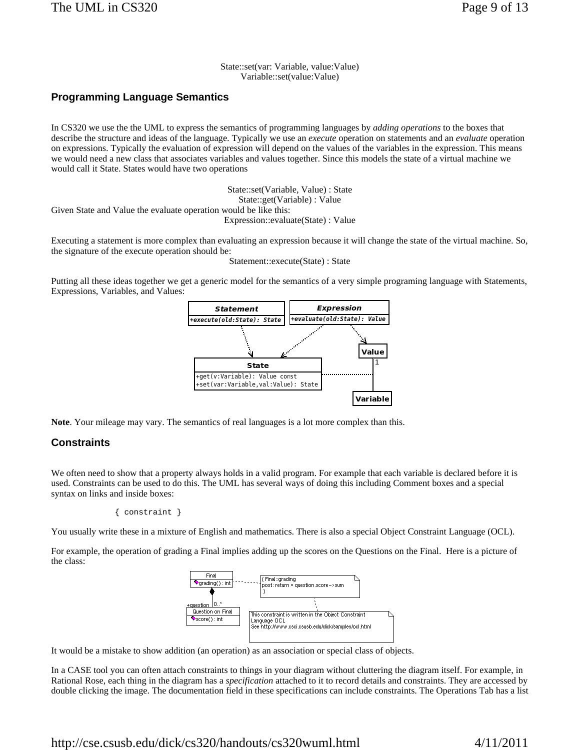State::set(var: Variable, value:Value)
Variable::set(value:Value)

### Programming Language Semantics

In CS320 we use the the UML to express the semantics of programming languages by *adding operations* to the boxes that describe the structure and ideas of the language. Typically we use an *execute* operation on statements and an *evaluate* operation on expressions. Typically the evaluation of expression will depend on the values of the variables in the expression. This means we would need a new class that associates variables and values together. Since this models the state of a virtual machine we would call it State. States would have two operations

State::set(Variable, Value) : State
State::get(Variable) : Value

Given State and Value the evaluate operation would be like this:

Expression::evaluate(State) : Value

Executing a statement is more complex than evaluating an expression because it will change the state of the virtual machine. So, the signature of the execute operation should be:

Statement::execute(State) : State

Putting all these ideas together we get a generic model for the semantics of a very simple programing language with Statements, Expressions, Variables, and Values:

**Note**. Your mileage may vary. The semantics of real languages is a lot more complex than this.

### Constraints

We often need to show that a property always holds in a valid program. For example that each variable is declared before it is used. Constraints can be used to do this. The UML has several ways of doing this including Comment boxes and a special syntax on links and inside boxes:

```
{ constraint }
```

You usually write these in a mixture of English and mathematics. There is also a special Object Constraint Language (OCL).

For example, the operation of grading a Final implies adding up the scores on the Questions on the Final. Here is a picture of the class:

It would be a mistake to show addition (an operation) as an association or special class of objects.

In a CASE tool you can often attach constraints to things in your diagram without cluttering the diagram itself. For example, in Rational Rose, each thing in the diagram has a *specification* attached to it to record details and constraints. They are accessed by double clicking the image. The documentation field in these specifications can include constraints. The Operations Tab has a list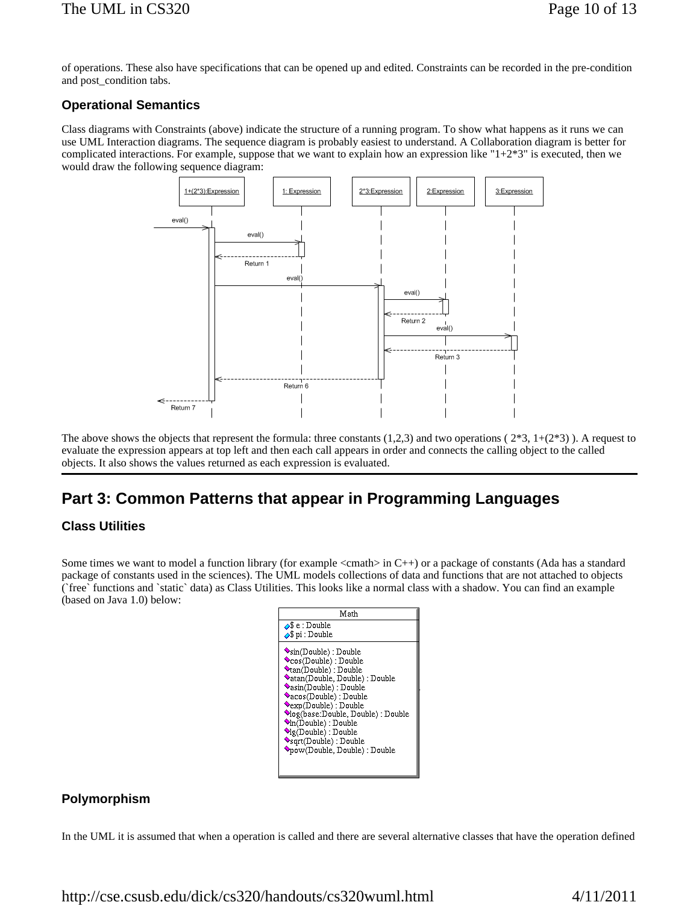of operations. These also have specifications that can be opened up and edited. Constraints can be recorded in the pre-condition and post_condition tabs.

### Operational Semantics

Class diagrams with Constraints (above) indicate the structure of a running program. To show what happens as it runs we can use UML Interaction diagrams. The sequence diagram is probably easiest to understand. A Collaboration diagram is better for complicated interactions. For example, suppose that we want to explain how an expression like "1+2*3" is executed, then we would draw the following sequence diagram:

The above shows the objects that represent the formula: three constants (1,2,3) and two operations ( 2*3, 1+(2*3) ). A request to evaluate the expression appears at top left and then each call appears in order and connects the calling object to the called objects. It also shows the values returned as each expression is evaluated.

---

## Part 3: Common Patterns that appear in Programming Languages

### Class Utilities

Some times we want to model a function library (for example <cmath> in C++) or a package of constants (Ada has a standard package of constants used in the sciences). The UML models collections of data and functions that are not attached to objects (`free` functions and `static` data) as Class Utilities. This looks like a normal class with a shadow. You can find an example (based on Java 1.0) below:

### Polymorphism

In the UML it is assumed that when a operation is called and there are several alternative classes that have the operation defined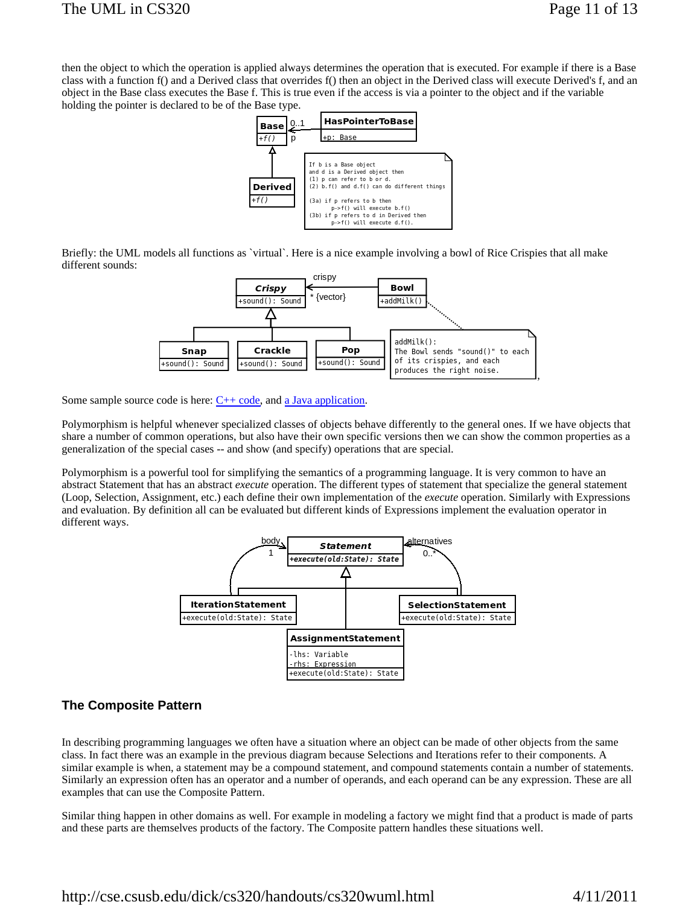then the object to which the operation is applied always determines the operation that is executed. For example if there is a Base class with a function f() and a Derived class that overrides f() then an object in the Derived class will execute Derived's f, and an object in the Base class executes the Base f. This is true even if the access is via a pointer to the object and if the variable holding the pointer is declared to be of the Base type.

Briefly: the UML models all functions as `virtual`. Here is a nice example involving a bowl of Rice Crispies that all make different sounds:

Some sample source code is here: [C++ code], and [a Java application].

Polymorphism is helpful whenever specialized classes of objects behave differently to the general ones. If we have objects that share a number of common operations, but also have their own specific versions then we can show the common properties as a generalization of the special cases -- and show (and specify) operations that are special.

Polymorphism is a powerful tool for simplifying the semantics of a programming language. It is very common to have an abstract Statement that has an abstract *execute* operation. The different types of statement that specialize the general statement (Loop, Selection, Assignment, etc.) each define their own implementation of the *execute* operation. Similarly with Expressions and evaluation. By definition all can be evaluated but different kinds of Expressions implement the evaluation operator in different ways.

### The Composite Pattern

In describing programming languages we often have a situation where an object can be made of other objects from the same class. In fact there was an example in the previous diagram because Selections and Iterations refer to their components. A similar example is when, a statement may be a compound statement, and compound statements contain a number of statements. Similarly an expression often has an operator and a number of operands, and each operand can be any expression. These are all examples that can use the Composite Pattern.

Similar thing happen in other domains as well. For example in modeling a factory we might find that a product is made of parts and these parts are themselves products of the factory. The Composite pattern handles these situations well.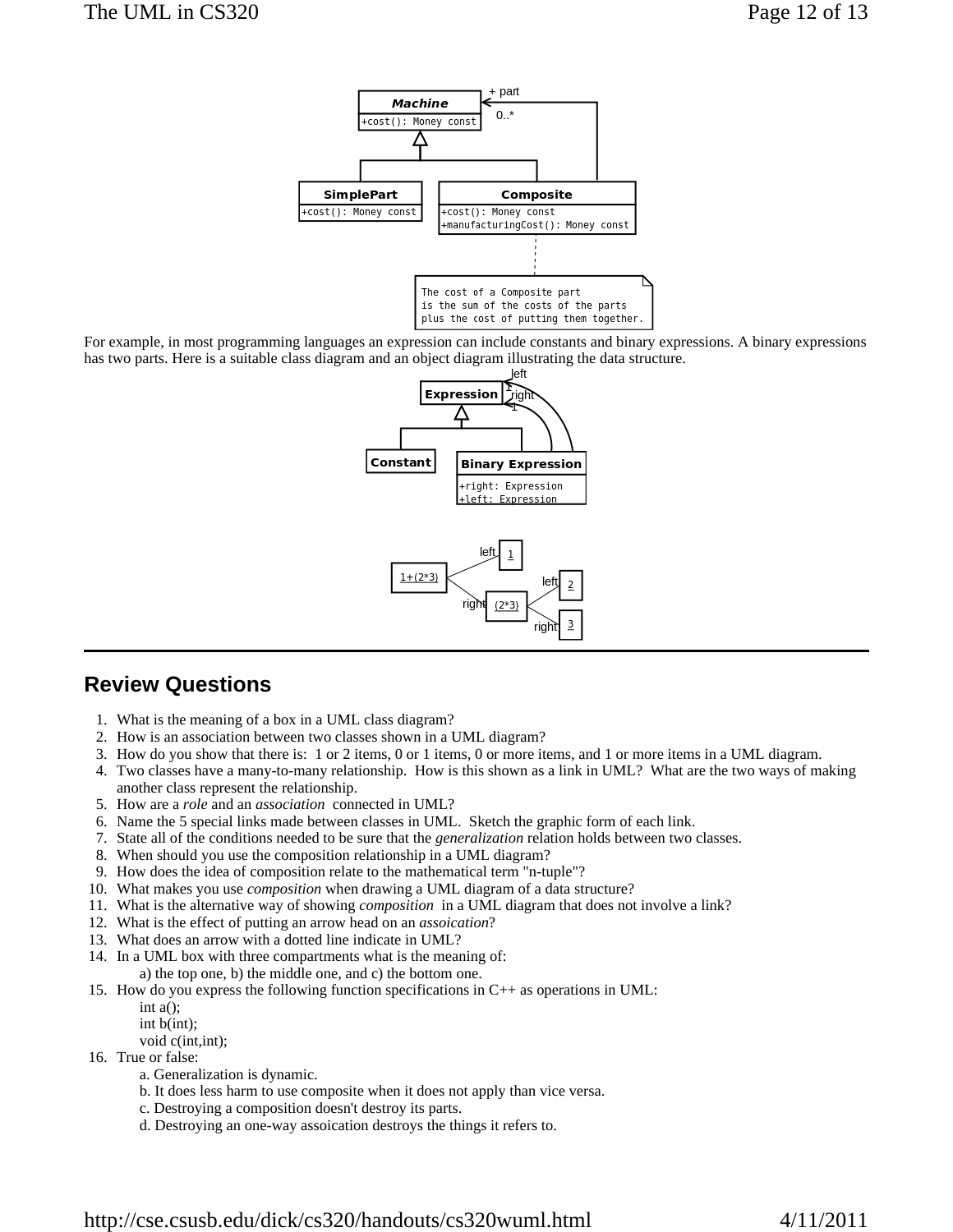For example, in most programming languages an expression can include constants and binary expressions. A binary expressions has two parts. Here is a suitable class diagram and an object diagram illustrating the data structure.

---

## Review Questions

1. What is the meaning of a box in a UML class diagram?
2. How is an association between two classes shown in a UML diagram?
3. How do you show that there is: 1 or 2 items, 0 or 1 items, 0 or more items, and 1 or more items in a UML diagram.
4. Two classes have a many-to-many relationship. How is this shown as a link in UML? What are the two ways of making another class represent the relationship.
5. How are a *role* and an *association* connected in UML?
6. Name the 5 special links made between classes in UML. Sketch the graphic form of each link.
7. State all of the conditions needed to be sure that the *generalization* relation holds between two classes.
8. When should you use the composition relationship in a UML diagram?
9. How does the idea of composition relate to the mathematical term "n-tuple"?
10. What makes you use *composition* when drawing a UML diagram of a data structure?
11. What is the alternative way of showing *composition* in a UML diagram that does not involve a link?
12. What is the effect of putting an arrow head on an *assoication*?
13. What does an arrow with a dotted line indicate in UML?
14. In a UML box with three compartments what is the meaning of:
    a) the top one, b) the middle one, and c) the bottom one.
15. How do you express the following function specifications in C++ as operations in UML:
    int a();
    int b(int);
    void c(int,int);
16. True or false:
    a. Generalization is dynamic.
    b. It does less harm to use composite when it does not apply than vice versa.
    c. Destroying a composition doesn't destroy its parts.
    d. Destroying an one-way assoication destroys the things it refers to.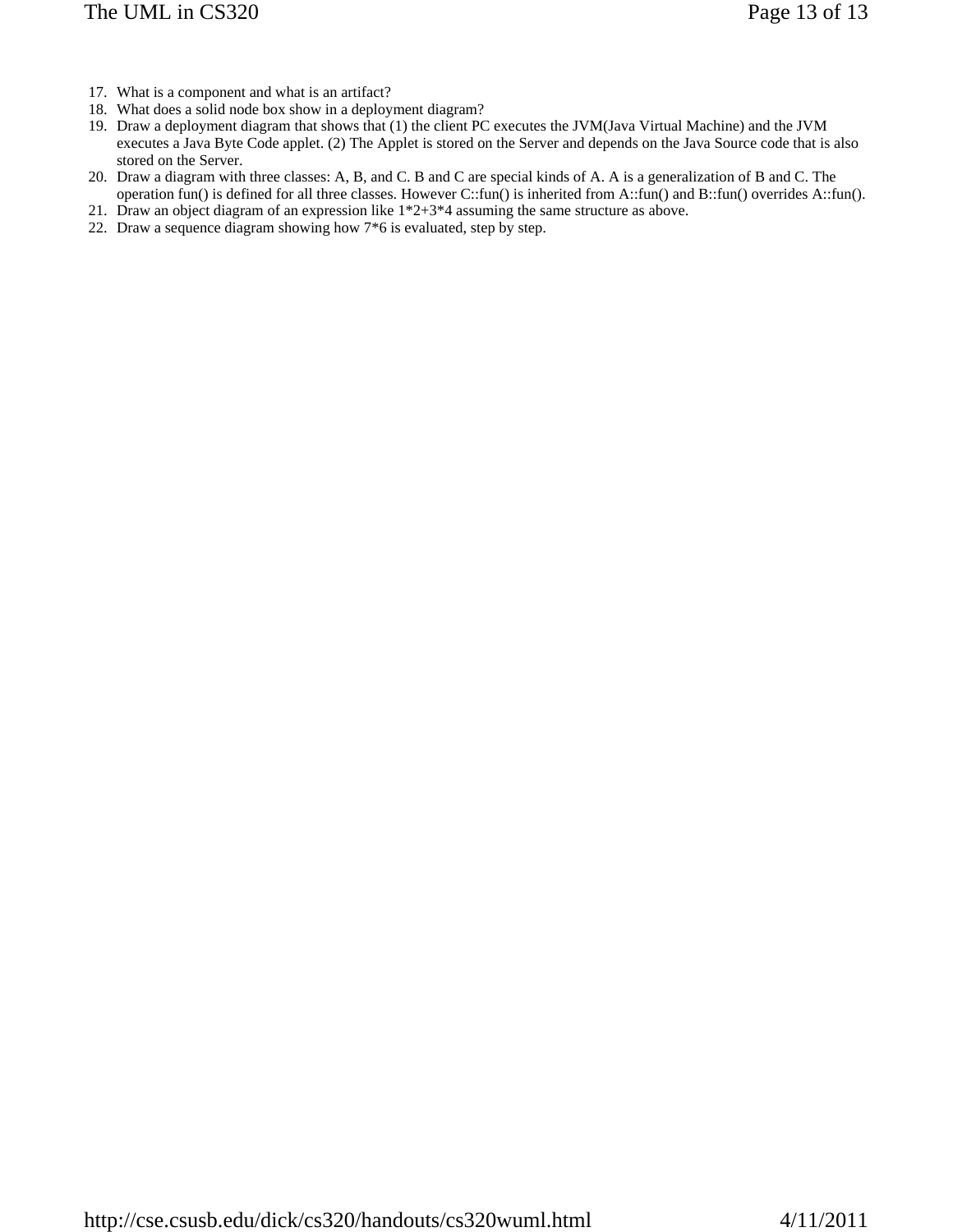17. What is a component and what is an artifact?
18. What does a solid node box show in a deployment diagram?
19. Draw a deployment diagram that shows that (1) the client PC executes the JVM(Java Virtual Machine) and the JVM executes a Java Byte Code applet. (2) The Applet is stored on the Server and depends on the Java Source code that is also stored on the Server.
20. Draw a diagram with three classes: A, B, and C. B and C are special kinds of A. A is a generalization of B and C. The operation fun() is defined for all three classes. However C::fun() is inherited from A::fun() and B::fun() overrides A::fun().
21. Draw an object diagram of an expression like 1*2+3*4 assuming the same structure as above.
22. Draw a sequence diagram showing how 7*6 is evaluated, step by step.